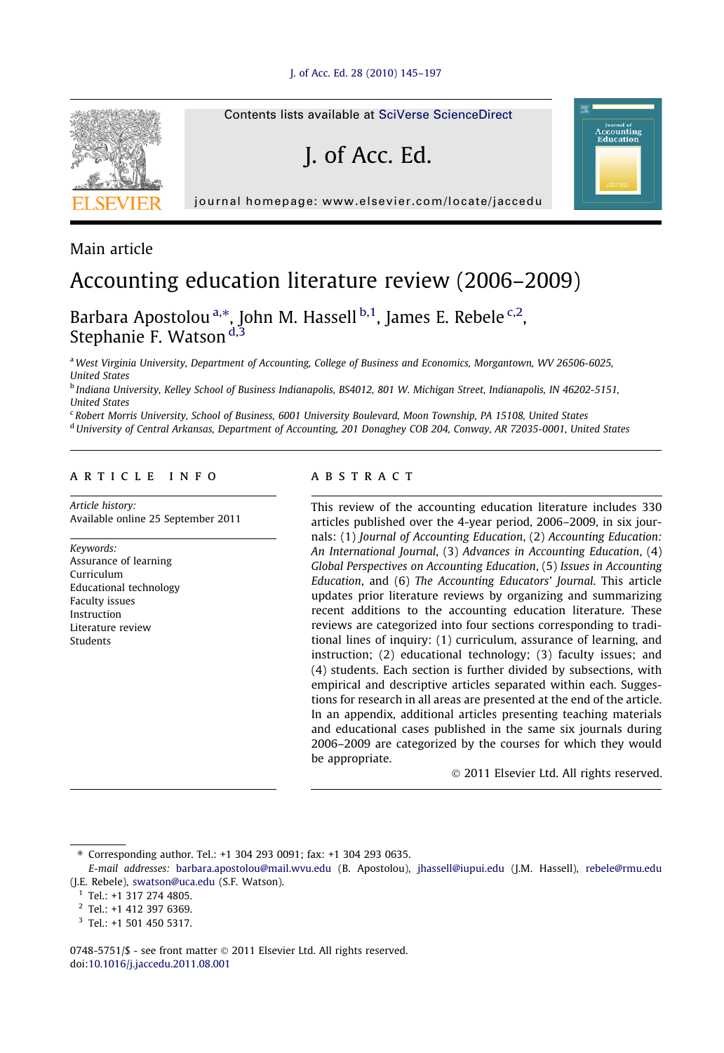Main article

# Accounting education literature review (2006–2009)

Barbara Apostolou [a,*], John M. Hassell [b,1], James E. Rebele [c,2], Stephanie F. Watson [d,3]

[a] West Virginia University, Department of Accounting, College of Business and Economics, Morgantown, WV 26506-6025, United States

[b] Indiana University, Kelley School of Business Indianapolis, BS4012, 801 W. Michigan Street, Indianapolis, IN 46202-5151, United States

[c] Robert Morris University, School of Business, 6001 University Boulevard, Moon Township, PA 15108, United States

[d] University of Central Arkansas, Department of Accounting, 201 Donaghey COB 204, Conway, AR 72035-0001, United States

## ARTICLE INFO

*Article history:*
Available online 25 September 2011

*Keywords:*
Assurance of learning
Curriculum
Educational technology
Faculty issues
Instruction
Literature review
Students

## ABSTRACT

This review of the accounting education literature includes 330 articles published over the 4-year period, 2006–2009, in six journals: (1) *Journal of Accounting Education*, (2) *Accounting Education: An International Journal*, (3) *Advances in Accounting Education*, (4) *Global Perspectives on Accounting Education*, (5) *Issues in Accounting Education*, and (6) *The Accounting Educators' Journal*. This article updates prior literature reviews by organizing and summarizing recent additions to the accounting education literature. These reviews are categorized into four sections corresponding to traditional lines of inquiry: (1) curriculum, assurance of learning, and instruction; (2) educational technology; (3) faculty issues; and (4) students. Each section is further divided by subsections, with empirical and descriptive articles separated within each. Suggestions for research in all areas are presented at the end of the article. In an appendix, additional articles presenting teaching materials and educational cases published in the same six journals during 2006–2009 are categorized by the courses for which they would be appropriate.

© 2011 Elsevier Ltd. All rights reserved.

---

* Corresponding author. Tel.: +1 304 293 0091; fax: +1 304 293 0635.
*E-mail addresses:* barbara.apostolou@mail.wvu.edu (B. Apostolou), jhassell@iupui.edu (J.M. Hassell), rebele@rmu.edu (J.E. Rebele), swatson@uca.edu (S.F. Watson).

[1] Tel.: +1 317 274 4805.

[2] Tel.: +1 412 397 6369.

[3] Tel.: +1 501 450 5317.

0748-5751/$ - see front matter © 2011 Elsevier Ltd. All rights reserved.
doi:10.1016/j.jaccedu.2011.08.001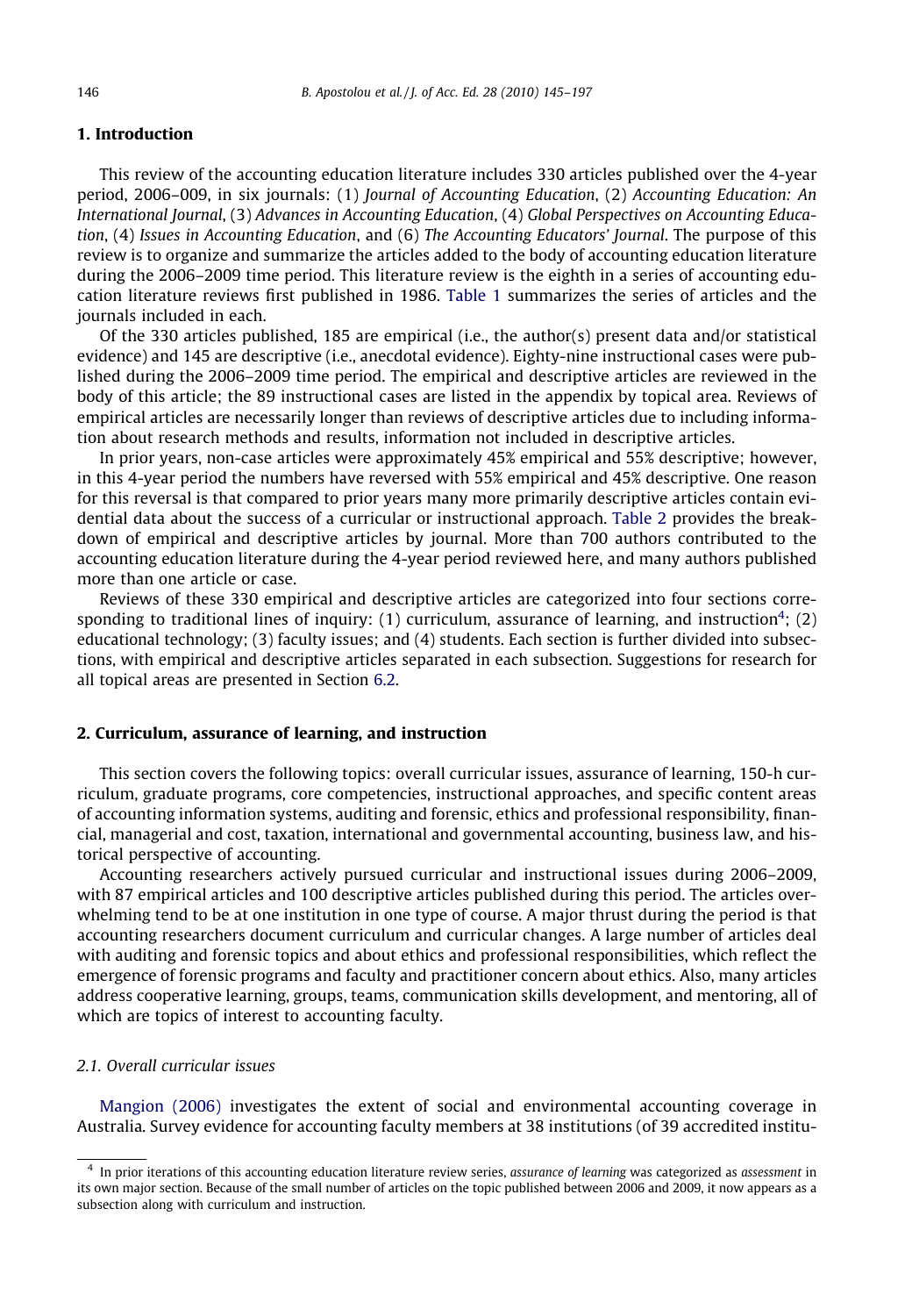## 1. Introduction

This review of the accounting education literature includes 330 articles published over the 4-year period, 2006–009, in six journals: (1) *Journal of Accounting Education*, (2) *Accounting Education: An International Journal*, (3) *Advances in Accounting Education*, (4) *Global Perspectives on Accounting Education*, (4) *Issues in Accounting Education*, and (6) *The Accounting Educators' Journal*. The purpose of this review is to organize and summarize the articles added to the body of accounting education literature during the 2006–2009 time period. This literature review is the eighth in a series of accounting education literature reviews first published in 1986. Table 1 summarizes the series of articles and the journals included in each.

Of the 330 articles published, 185 are empirical (i.e., the author(s) present data and/or statistical evidence) and 145 are descriptive (i.e., anecdotal evidence). Eighty-nine instructional cases were published during the 2006–2009 time period. The empirical and descriptive articles are reviewed in the body of this article; the 89 instructional cases are listed in the appendix by topical area. Reviews of empirical articles are necessarily longer than reviews of descriptive articles due to including information about research methods and results, information not included in descriptive articles.

In prior years, non-case articles were approximately 45% empirical and 55% descriptive; however, in this 4-year period the numbers have reversed with 55% empirical and 45% descriptive. One reason for this reversal is that compared to prior years many more primarily descriptive articles contain evidential data about the success of a curricular or instructional approach. Table 2 provides the breakdown of empirical and descriptive articles by journal. More than 700 authors contributed to the accounting education literature during the 4-year period reviewed here, and many authors published more than one article or case.

Reviews of these 330 empirical and descriptive articles are categorized into four sections corresponding to traditional lines of inquiry: (1) curriculum, assurance of learning, and instruction[4]; (2) educational technology; (3) faculty issues; and (4) students. Each section is further divided into subsections, with empirical and descriptive articles separated in each subsection. Suggestions for research for all topical areas are presented in Section 6.2.

## 2. Curriculum, assurance of learning, and instruction

This section covers the following topics: overall curricular issues, assurance of learning, 150-h curriculum, graduate programs, core competencies, instructional approaches, and specific content areas of accounting information systems, auditing and forensic, ethics and professional responsibility, financial, managerial and cost, taxation, international and governmental accounting, business law, and historical perspective of accounting.

Accounting researchers actively pursued curricular and instructional issues during 2006–2009, with 87 empirical articles and 100 descriptive articles published during this period. The articles overwhelming tend to be at one institution in one type of course. A major thrust during the period is that accounting researchers document curriculum and curricular changes. A large number of articles deal with auditing and forensic topics and about ethics and professional responsibilities, which reflect the emergence of forensic programs and faculty and practitioner concern about ethics. Also, many articles address cooperative learning, groups, teams, communication skills development, and mentoring, all of which are topics of interest to accounting faculty.

### 2.1. Overall curricular issues

Mangion (2006) investigates the extent of social and environmental accounting coverage in Australia. Survey evidence for accounting faculty members at 38 institutions (of 39 accredited institu-

[4] In prior iterations of this accounting education literature review series, *assurance of learning* was categorized as *assessment* in its own major section. Because of the small number of articles on the topic published between 2006 and 2009, it now appears as a subsection along with curriculum and instruction.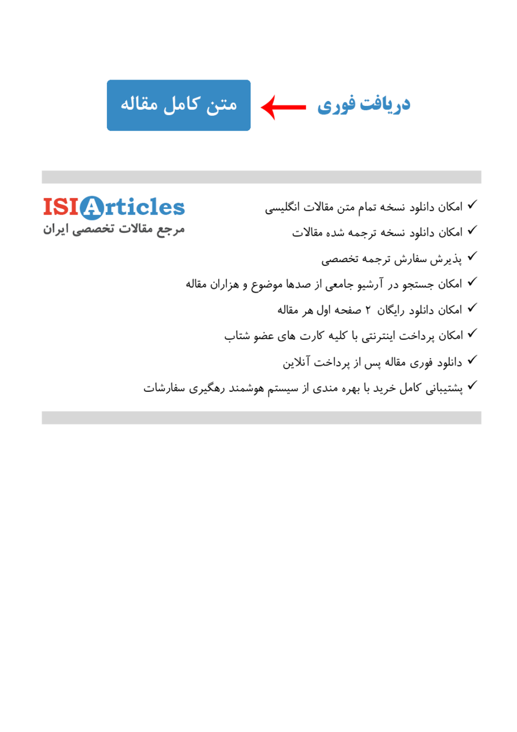دریافت فوری ← **متن کامل مقاله**

**ISIArticles**
مرجع مقالات تخصصی ایران

- ✓ امکان دانلود نسخه تمام متن مقالات انگلیسی
- ✓ امکان دانلود نسخه ترجمه شده مقالات
- ✓ پذیرش سفارش ترجمه تخصصی
- ✓ امکان جستجو در آرشیو جامعی از صدها موضوع و هزاران مقاله
- ✓ امکان دانلود رایگان ۲ صفحه اول هر مقاله
- ✓ امکان پرداخت اینترنتی با کلیه کارت های عضو شتاب
- ✓ دانلود فوری مقاله پس از پرداخت آنلاین
- ✓ پشتیبانی کامل خرید با بهره مندی از سیستم هوشمند رهگیری سفارشات